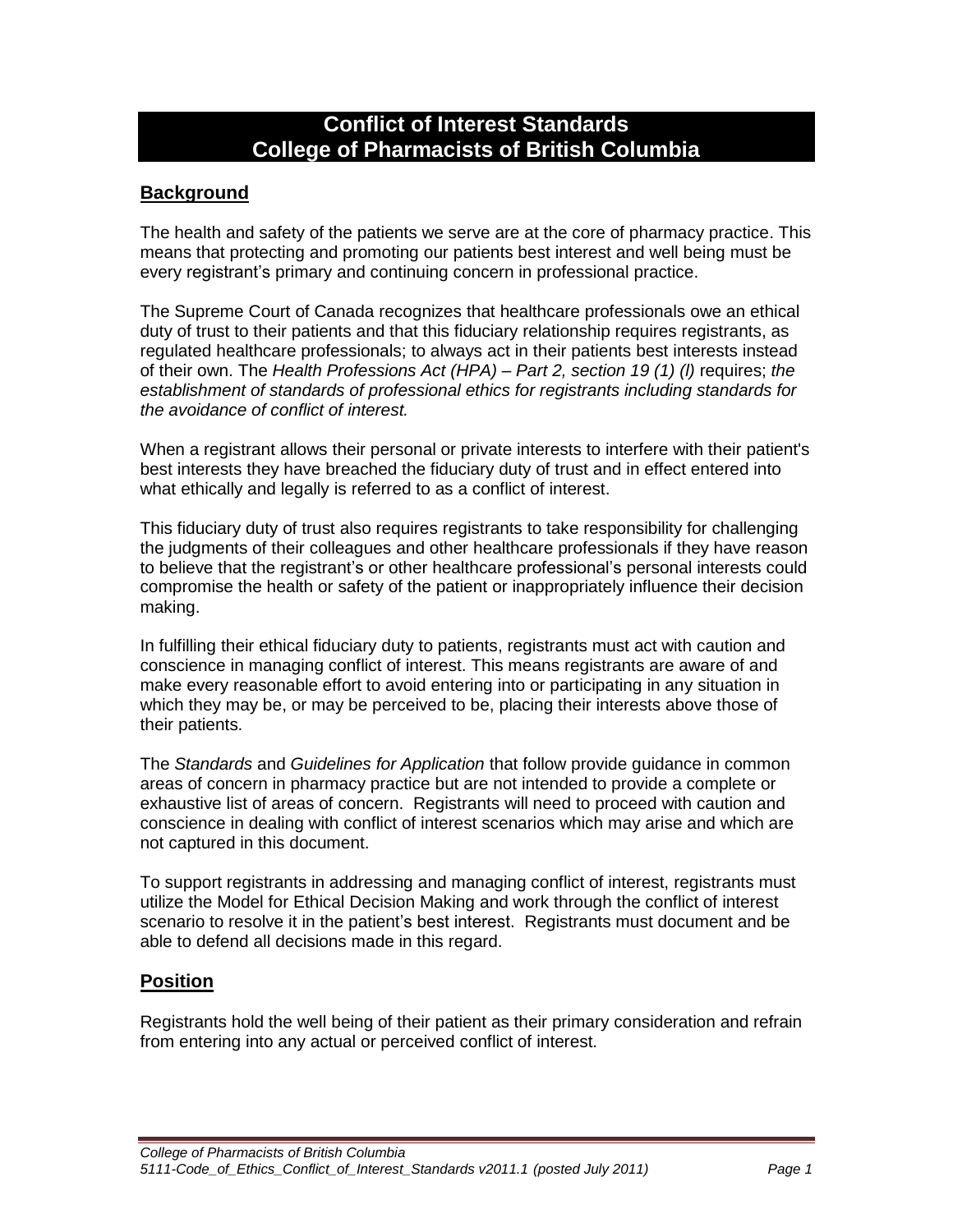# Conflict of Interest Standards
# College of Pharmacists of British Columbia

## Background

The health and safety of the patients we serve are at the core of pharmacy practice. This means that protecting and promoting our patients best interest and well being must be every registrant's primary and continuing concern in professional practice.

The Supreme Court of Canada recognizes that healthcare professionals owe an ethical duty of trust to their patients and that this fiduciary relationship requires registrants, as regulated healthcare professionals; to always act in their patients best interests instead of their own. The *Health Professions Act (HPA) – Part 2, section 19 (1) (l)* requires; *the establishment of standards of professional ethics for registrants including standards for the avoidance of conflict of interest.*

When a registrant allows their personal or private interests to interfere with their patient's best interests they have breached the fiduciary duty of trust and in effect entered into what ethically and legally is referred to as a conflict of interest.

This fiduciary duty of trust also requires registrants to take responsibility for challenging the judgments of their colleagues and other healthcare professionals if they have reason to believe that the registrant's or other healthcare professional's personal interests could compromise the health or safety of the patient or inappropriately influence their decision making.

In fulfilling their ethical fiduciary duty to patients, registrants must act with caution and conscience in managing conflict of interest. This means registrants are aware of and make every reasonable effort to avoid entering into or participating in any situation in which they may be, or may be perceived to be, placing their interests above those of their patients.

The *Standards* and *Guidelines for Application* that follow provide guidance in common areas of concern in pharmacy practice but are not intended to provide a complete or exhaustive list of areas of concern. Registrants will need to proceed with caution and conscience in dealing with conflict of interest scenarios which may arise and which are not captured in this document.

To support registrants in addressing and managing conflict of interest, registrants must utilize the Model for Ethical Decision Making and work through the conflict of interest scenario to resolve it in the patient's best interest. Registrants must document and be able to defend all decisions made in this regard.

## Position

Registrants hold the well being of their patient as their primary consideration and refrain from entering into any actual or perceived conflict of interest.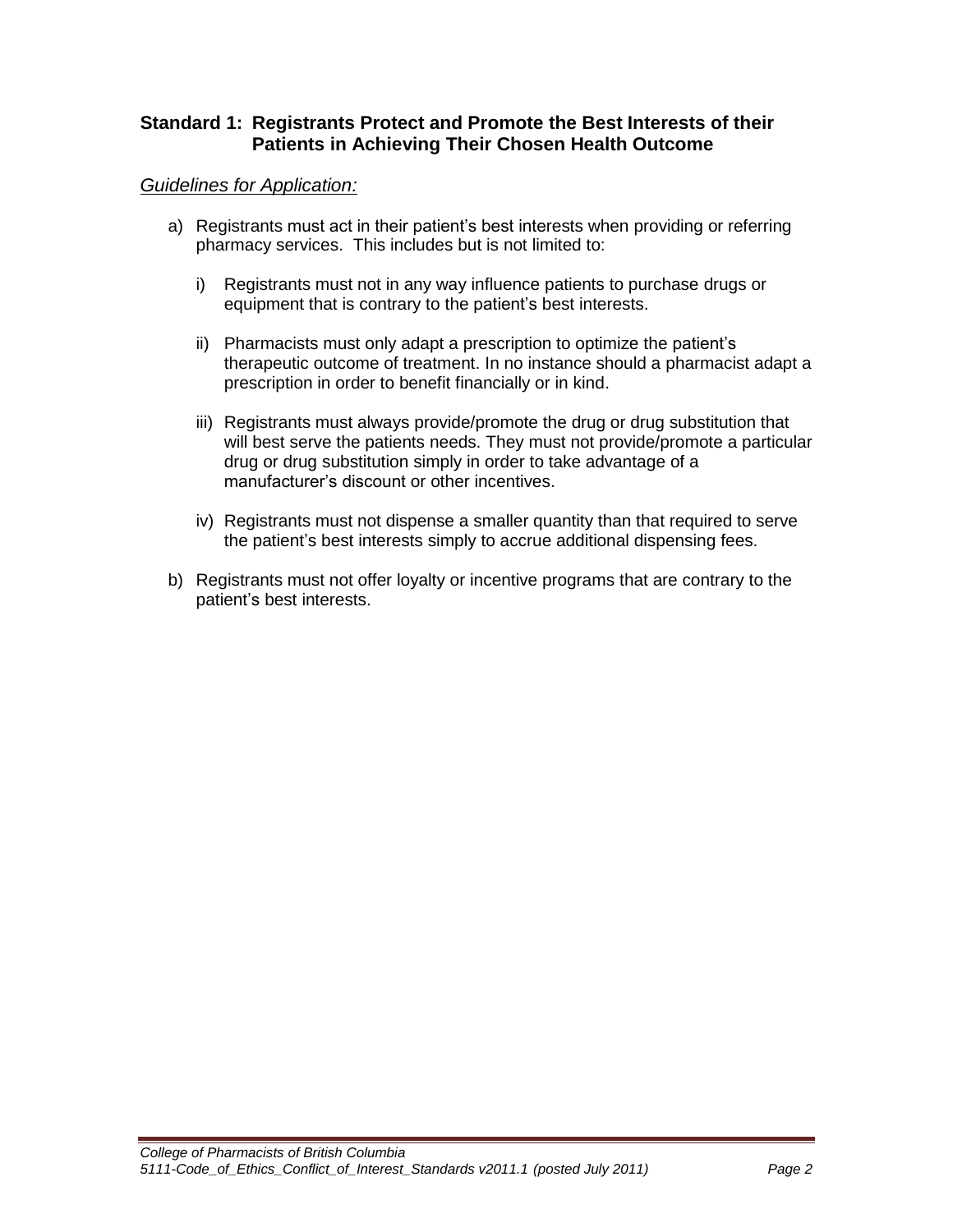## Standard 1: Registrants Protect and Promote the Best Interests of their Patients in Achieving Their Chosen Health Outcome

*Guidelines for Application:*

a) Registrants must act in their patient's best interests when providing or referring pharmacy services. This includes but is not limited to:

   i) Registrants must not in any way influence patients to purchase drugs or equipment that is contrary to the patient's best interests.

   ii) Pharmacists must only adapt a prescription to optimize the patient's therapeutic outcome of treatment. In no instance should a pharmacist adapt a prescription in order to benefit financially or in kind.

   iii) Registrants must always provide/promote the drug or drug substitution that will best serve the patients needs. They must not provide/promote a particular drug or drug substitution simply in order to take advantage of a manufacturer's discount or other incentives.

   iv) Registrants must not dispense a smaller quantity than that required to serve the patient's best interests simply to accrue additional dispensing fees.

b) Registrants must not offer loyalty or incentive programs that are contrary to the patient's best interests.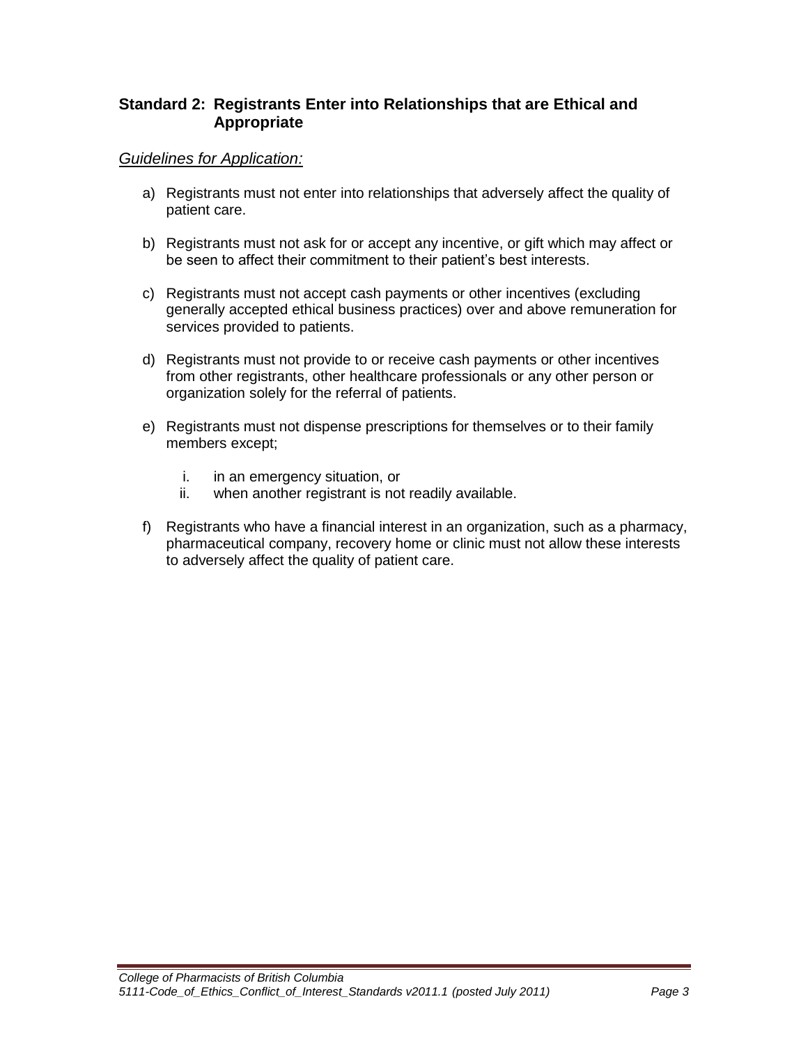### Standard 2: Registrants Enter into Relationships that are Ethical and Appropriate

*Guidelines for Application:*

a) Registrants must not enter into relationships that adversely affect the quality of patient care.

b) Registrants must not ask for or accept any incentive, or gift which may affect or be seen to affect their commitment to their patient's best interests.

c) Registrants must not accept cash payments or other incentives (excluding generally accepted ethical business practices) over and above remuneration for services provided to patients.

d) Registrants must not provide to or receive cash payments or other incentives from other registrants, other healthcare professionals or any other person or organization solely for the referral of patients.

e) Registrants must not dispense prescriptions for themselves or to their family members except;

   i. in an emergency situation, or
   ii. when another registrant is not readily available.

f) Registrants who have a financial interest in an organization, such as a pharmacy, pharmaceutical company, recovery home or clinic must not allow these interests to adversely affect the quality of patient care.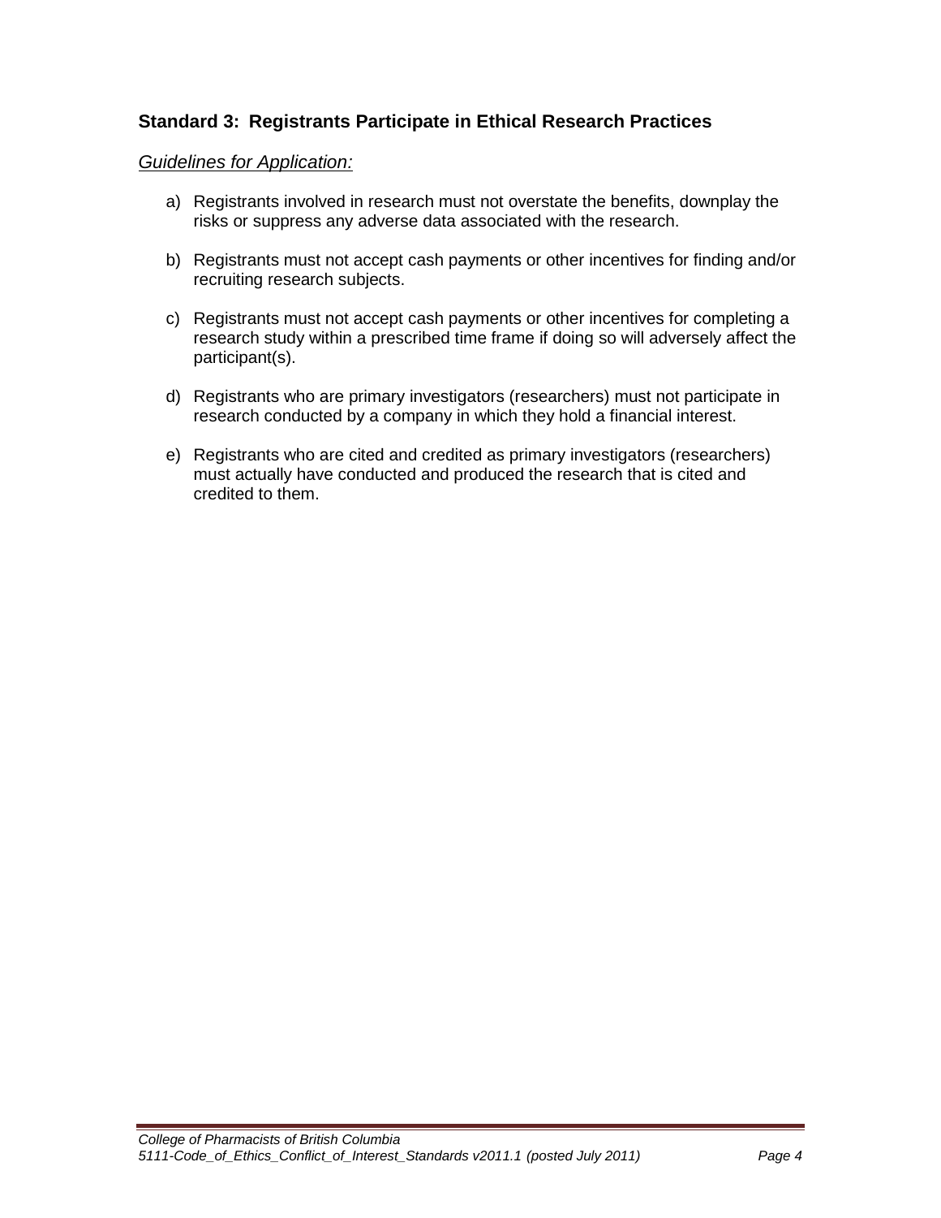### Standard 3: Registrants Participate in Ethical Research Practices

*Guidelines for Application:*

a) Registrants involved in research must not overstate the benefits, downplay the risks or suppress any adverse data associated with the research.

b) Registrants must not accept cash payments or other incentives for finding and/or recruiting research subjects.

c) Registrants must not accept cash payments or other incentives for completing a research study within a prescribed time frame if doing so will adversely affect the participant(s).

d) Registrants who are primary investigators (researchers) must not participate in research conducted by a company in which they hold a financial interest.

e) Registrants who are cited and credited as primary investigators (researchers) must actually have conducted and produced the research that is cited and credited to them.